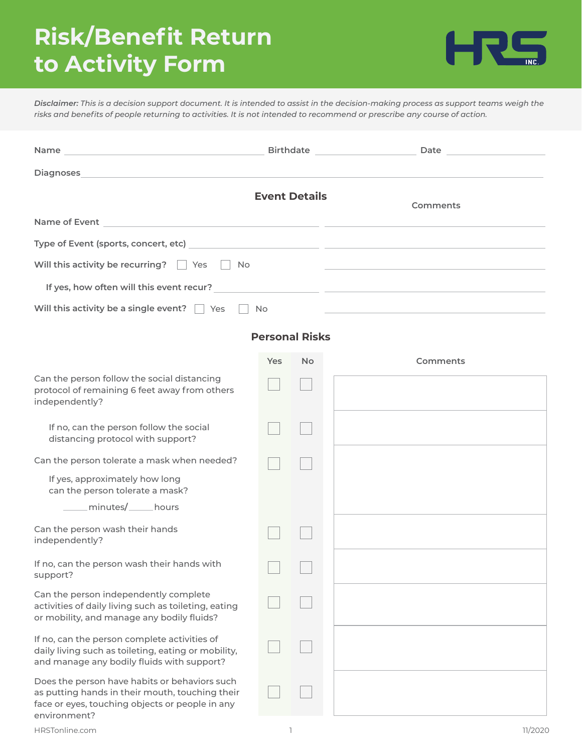# Risk/Benefit Return to Activity Form

HRS INC.

***Disclaimer:*** *This is a decision support document. It is intended to assist in the decision-making process as support teams weigh the risks and benefits of people returning to activities. It is not intended to recommend or prescribe any course of action.*

Name ______________________ Birthdate ______________ Date ______________

Diagnoses ________________________________________________

## Event Details

| | | Comments |
|---|---|---|
| Name of Event | ______________________ | ______________________ |
| Type of Event (sports, concert, etc) | ______________________ | ______________________ |
| Will this activity be recurring? | ☐ Yes ☐ No | ______________________ |
| If yes, how often will this event recur? | ______________________ | ______________________ |
| Will this activity be a single event? | ☐ Yes ☐ No | ______________________ |

## Personal Risks

| | Yes | No | Comments |
|---|---|---|---|
| Can the person follow the social distancing protocol of remaining 6 feet away from others independently? | ☐ | ☐ | |
| If no, can the person follow the social distancing protocol with support? | ☐ | ☐ | |
| Can the person tolerate a mask when needed? If yes, approximately how long can the person tolerate a mask? _____minutes/_____hours | ☐ | ☐ | |
| Can the person wash their hands independently? | ☐ | ☐ | |
| If no, can the person wash their hands with support? | ☐ | ☐ | |
| Can the person independently complete activities of daily living such as toileting, eating or mobility, and manage any bodily fluids? | ☐ | ☐ | |
| If no, can the person complete activities of daily living such as toileting, eating or mobility, and manage any bodily fluids with support? | ☐ | ☐ | |
| Does the person have habits or behaviors such as putting hands in their mouth, touching their face or eyes, touching objects or people in any environment? | ☐ | ☐ | |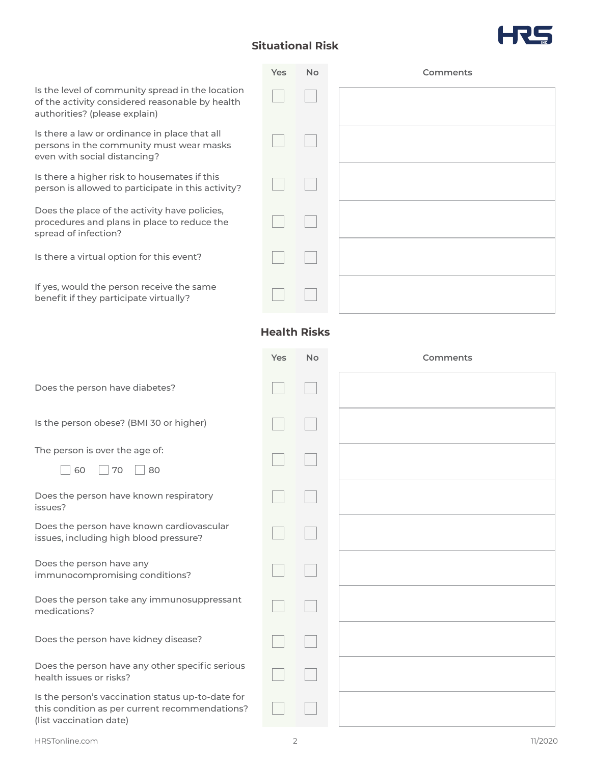## Situational Risk

| | Yes | No | Comments |
|---|---|---|---|
| Is the level of community spread in the location of the activity considered reasonable by health authorities? (please explain) | ☐ | ☐ | |
| Is there a law or ordinance in place that all persons in the community must wear masks even with social distancing? | ☐ | ☐ | |
| Is there a higher risk to housemates if this person is allowed to participate in this activity? | ☐ | ☐ | |
| Does the place of the activity have policies, procedures and plans in place to reduce the spread of infection? | ☐ | ☐ | |
| Is there a virtual option for this event? | ☐ | ☐ | |
| If yes, would the person receive the same benefit if they participate virtually? | ☐ | ☐ | |

## Health Risks

| | Yes | No | Comments |
|---|---|---|---|
| Does the person have diabetes? | ☐ | ☐ | |
| Is the person obese? (BMI 30 or higher) | ☐ | ☐ | |
| The person is over the age of: ☐ 60 ☐ 70 ☐ 80 | ☐ | ☐ | |
| Does the person have known respiratory issues? | ☐ | ☐ | |
| Does the person have known cardiovascular issues, including high blood pressure? | ☐ | ☐ | |
| Does the person have any immunocompromising conditions? | ☐ | ☐ | |
| Does the person take any immunosuppressant medications? | ☐ | ☐ | |
| Does the person have kidney disease? | ☐ | ☐ | |
| Does the person have any other specific serious health issues or risks? | ☐ | ☐ | |
| Is the person's vaccination status up-to-date for this condition as per current recommendations? (list vaccination date) | ☐ | ☐ | |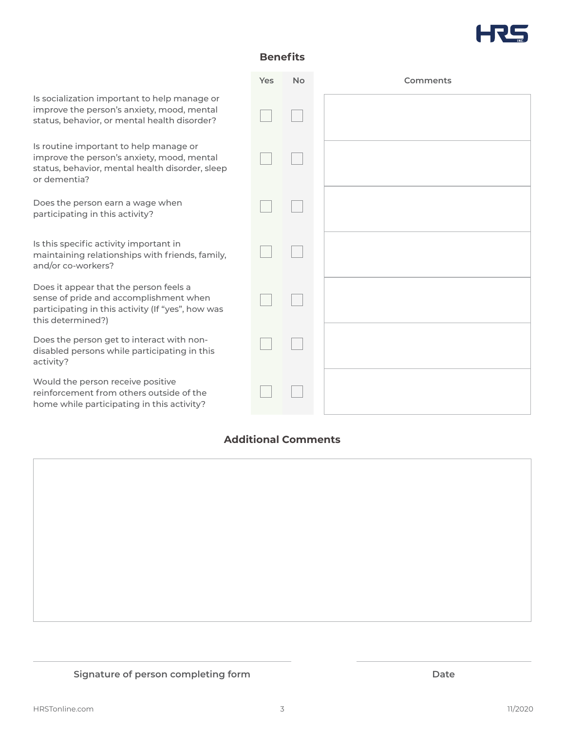## Benefits

| | Yes | No | Comments |
|---|---|---|---|
| Is socialization important to help manage or improve the person's anxiety, mood, mental status, behavior, or mental health disorder? | ☐ | ☐ | |
| Is routine important to help manage or improve the person's anxiety, mood, mental status, behavior, mental health disorder, sleep or dementia? | ☐ | ☐ | |
| Does the person earn a wage when participating in this activity? | ☐ | ☐ | |
| Is this specific activity important in maintaining relationships with friends, family, and/or co-workers? | ☐ | ☐ | |
| Does it appear that the person feels a sense of pride and accomplishment when participating in this activity (If "yes", how was this determined?) | ☐ | ☐ | |
| Does the person get to interact with non-disabled persons while participating in this activity? | ☐ | ☐ | |
| Would the person receive positive reinforcement from others outside of the home while participating in this activity? | ☐ | ☐ | |

## Additional Comments

&nbsp;

______________________________ Signature of person completing form

______________________________ Date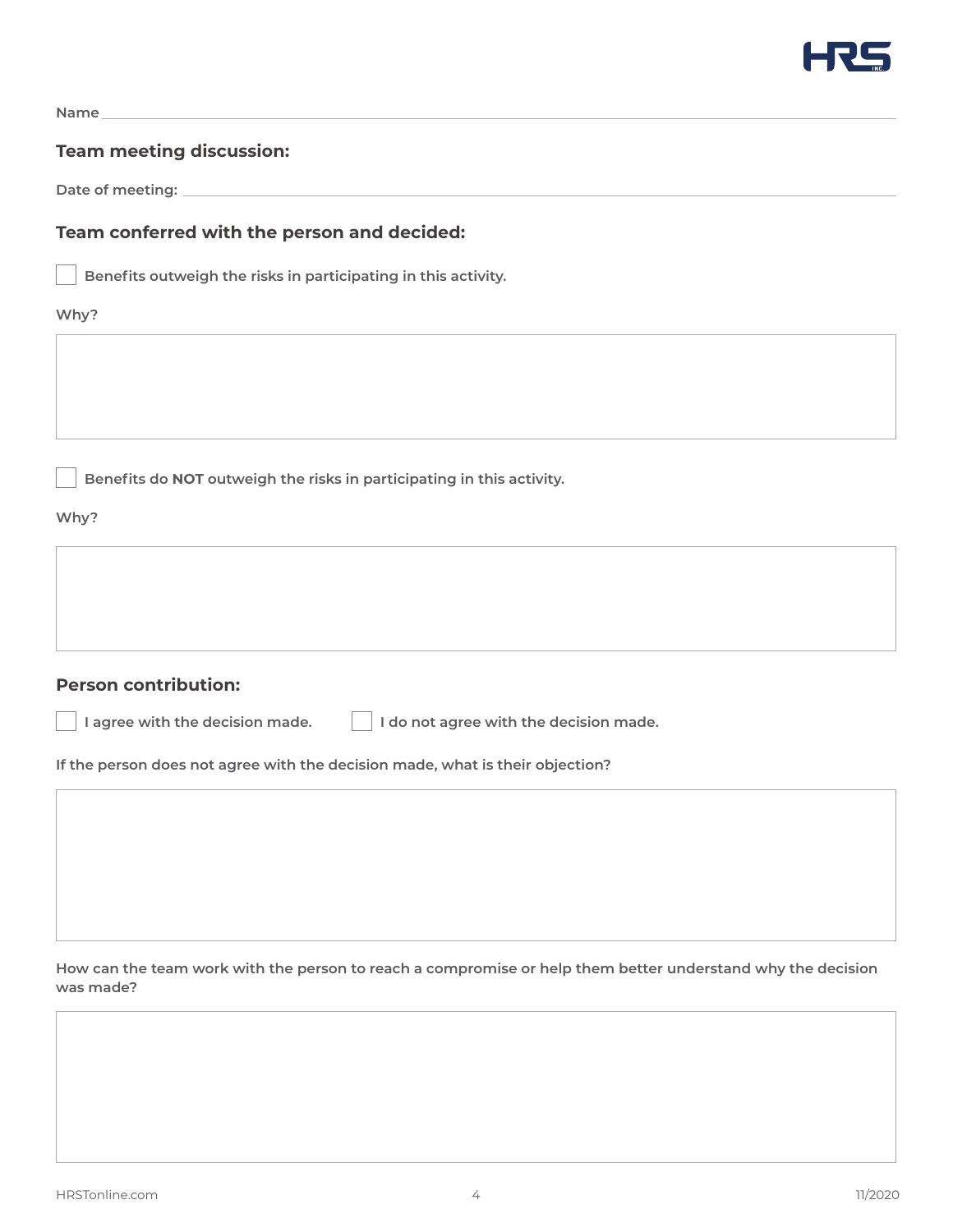Name \_\_\_\_\_\_\_\_\_\_\_\_\_\_\_\_\_\_\_\_\_\_\_\_\_\_\_\_\_\_\_\_\_\_\_\_\_\_\_\_\_\_\_\_

## Team meeting discussion:

Date of meeting: \_\_\_\_\_\_\_\_\_\_\_\_\_\_\_\_\_\_\_\_\_\_\_\_\_\_\_\_\_\_\_\_\_\_\_\_\_\_\_\_

## Team conferred with the person and decided:

☐ Benefits outweigh the risks in participating in this activity.

Why?

☐ Benefits do **NOT** outweigh the risks in participating in this activity.

Why?

## Person contribution:

☐ I agree with the decision made. ☐ I do not agree with the decision made.

If the person does not agree with the decision made, what is their objection?

How can the team work with the person to reach a compromise or help them better understand why the decision was made?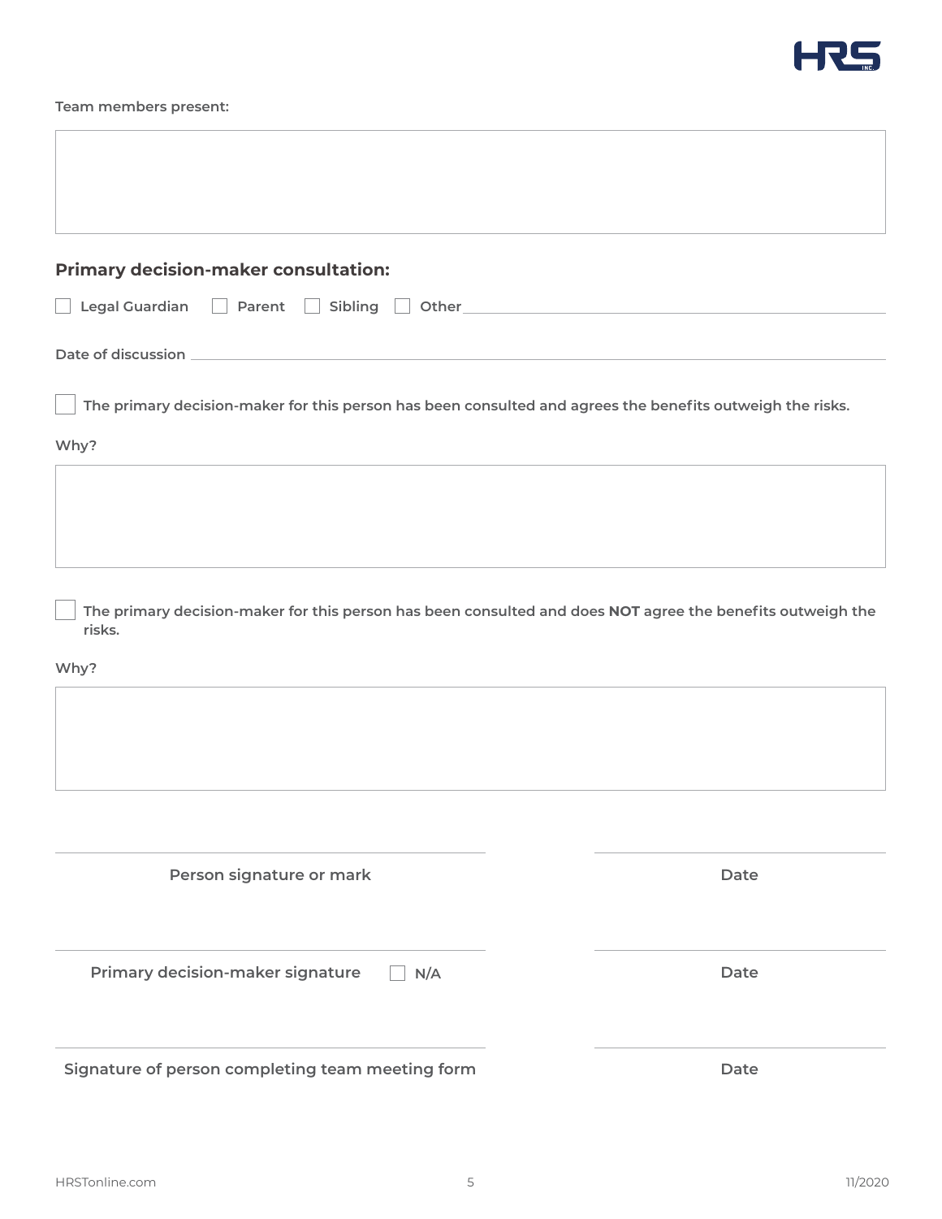Team members present:

## Primary decision-maker consultation:

☐ Legal Guardian ☐ Parent ☐ Sibling ☐ Other ______________________________

Date of discussion ______________________________

☐ The primary decision-maker for this person has been consulted and agrees the benefits outweigh the risks.

Why?

☐ The primary decision-maker for this person has been consulted and does **NOT** agree the benefits outweigh the risks.

Why?

______________________________ ______________________________

Person signature or mark Date

______________________________ ______________________________

Primary decision-maker signature ☐ N/A Date

______________________________ ______________________________

Signature of person completing team meeting form Date